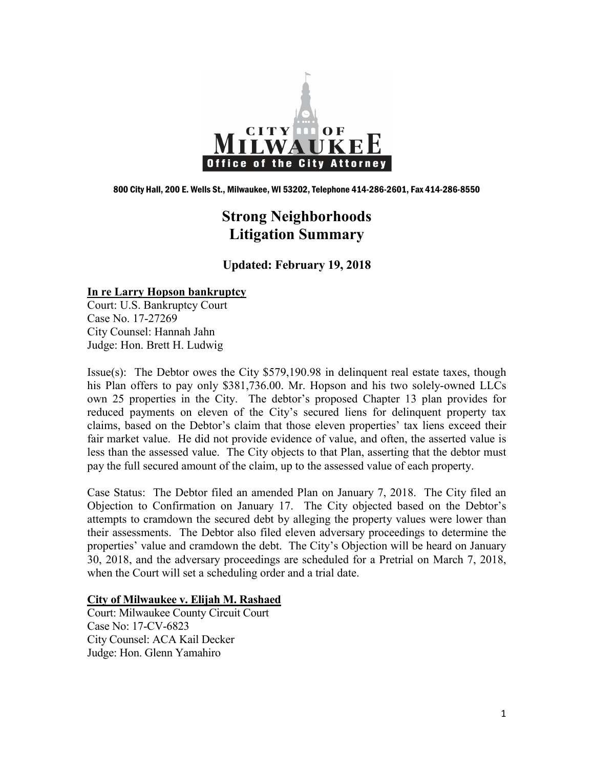CITY OF MILWAUKEE
Office of the City Attorney

800 City Hall, 200 E. Wells St., Milwaukee, WI 53202, Telephone 414-286-2601, Fax 414-286-8550

# Strong Neighborhoods Litigation Summary

### Updated: February 19, 2018

**In re Larry Hopson bankruptcy**
Court: U.S. Bankruptcy Court
Case No. 17-27269
City Counsel: Hannah Jahn
Judge: Hon. Brett H. Ludwig

Issue(s): The Debtor owes the City $579,190.98 in delinquent real estate taxes, though his Plan offers to pay only $381,736.00. Mr. Hopson and his two solely-owned LLCs own 25 properties in the City. The debtor's proposed Chapter 13 plan provides for reduced payments on eleven of the City's secured liens for delinquent property tax claims, based on the Debtor's claim that those eleven properties' tax liens exceed their fair market value. He did not provide evidence of value, and often, the asserted value is less than the assessed value. The City objects to that Plan, asserting that the debtor must pay the full secured amount of the claim, up to the assessed value of each property.

Case Status: The Debtor filed an amended Plan on January 7, 2018. The City filed an Objection to Confirmation on January 17. The City objected based on the Debtor's attempts to cramdown the secured debt by alleging the property values were lower than their assessments. The Debtor also filed eleven adversary proceedings to determine the properties' value and cramdown the debt. The City's Objection will be heard on January 30, 2018, and the adversary proceedings are scheduled for a Pretrial on March 7, 2018, when the Court will set a scheduling order and a trial date.

**City of Milwaukee v. Elijah M. Rashaed**
Court: Milwaukee County Circuit Court
Case No: 17-CV-6823
City Counsel: ACA Kail Decker
Judge: Hon. Glenn Yamahiro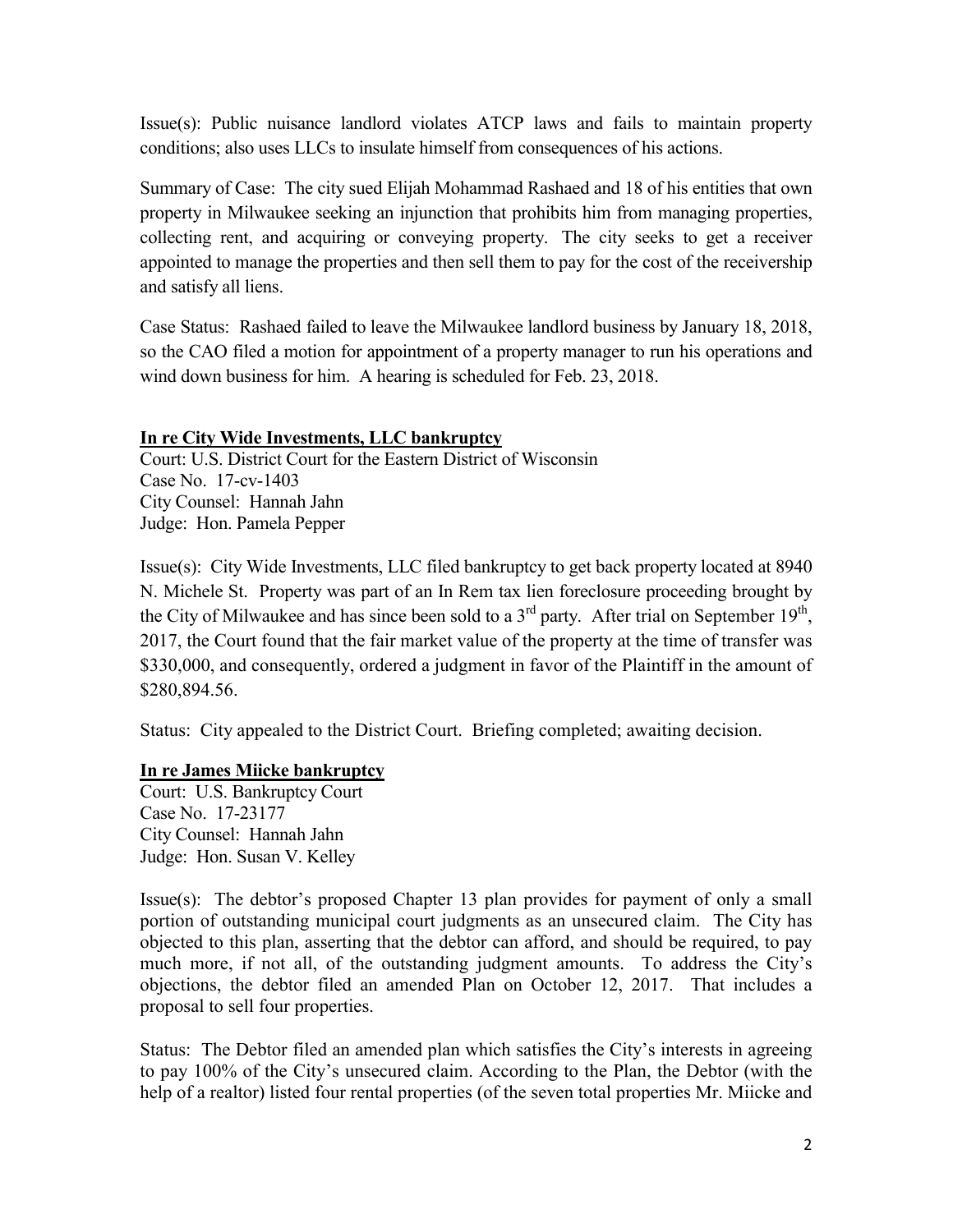Issue(s): Public nuisance landlord violates ATCP laws and fails to maintain property conditions; also uses LLCs to insulate himself from consequences of his actions.

Summary of Case: The city sued Elijah Mohammad Rashaed and 18 of his entities that own property in Milwaukee seeking an injunction that prohibits him from managing properties, collecting rent, and acquiring or conveying property. The city seeks to get a receiver appointed to manage the properties and then sell them to pay for the cost of the receivership and satisfy all liens.

Case Status: Rashaed failed to leave the Milwaukee landlord business by January 18, 2018, so the CAO filed a motion for appointment of a property manager to run his operations and wind down business for him. A hearing is scheduled for Feb. 23, 2018.

**In re City Wide Investments, LLC bankruptcy**
Court: U.S. District Court for the Eastern District of Wisconsin
Case No. 17-cv-1403
City Counsel: Hannah Jahn
Judge: Hon. Pamela Pepper

Issue(s): City Wide Investments, LLC filed bankruptcy to get back property located at 8940 N. Michele St. Property was part of an In Rem tax lien foreclosure proceeding brought by the City of Milwaukee and has since been sold to a 3rd party. After trial on September 19th, 2017, the Court found that the fair market value of the property at the time of transfer was \$330,000, and consequently, ordered a judgment in favor of the Plaintiff in the amount of \$280,894.56.

Status: City appealed to the District Court. Briefing completed; awaiting decision.

**In re James Miicke bankruptcy**
Court: U.S. Bankruptcy Court
Case No. 17-23177
City Counsel: Hannah Jahn
Judge: Hon. Susan V. Kelley

Issue(s): The debtor's proposed Chapter 13 plan provides for payment of only a small portion of outstanding municipal court judgments as an unsecured claim. The City has objected to this plan, asserting that the debtor can afford, and should be required, to pay much more, if not all, of the outstanding judgment amounts. To address the City's objections, the debtor filed an amended Plan on October 12, 2017. That includes a proposal to sell four properties.

Status: The Debtor filed an amended plan which satisfies the City's interests in agreeing to pay 100% of the City's unsecured claim. According to the Plan, the Debtor (with the help of a realtor) listed four rental properties (of the seven total properties Mr. Miicke and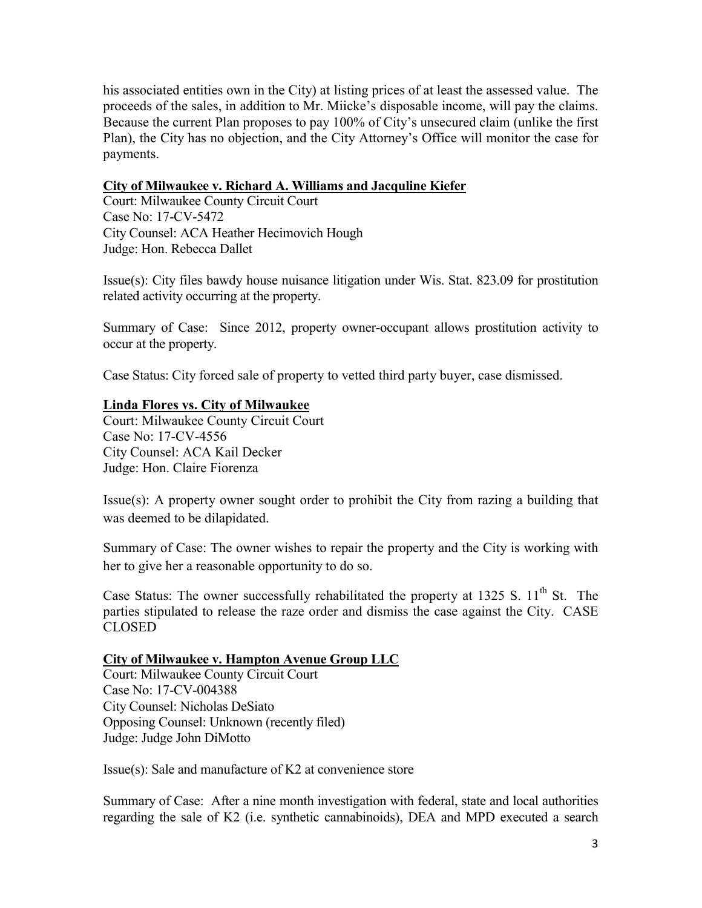his associated entities own in the City) at listing prices of at least the assessed value. The proceeds of the sales, in addition to Mr. Miicke's disposable income, will pay the claims. Because the current Plan proposes to pay 100% of City's unsecured claim (unlike the first Plan), the City has no objection, and the City Attorney's Office will monitor the case for payments.

**<u>City of Milwaukee v. Richard A. Williams and Jacquline Kiefer</u>**
Court: Milwaukee County Circuit Court
Case No: 17-CV-5472
City Counsel: ACA Heather Hecimovich Hough
Judge: Hon. Rebecca Dallet

Issue(s): City files bawdy house nuisance litigation under Wis. Stat. 823.09 for prostitution related activity occurring at the property.

Summary of Case: Since 2012, property owner-occupant allows prostitution activity to occur at the property.

Case Status: City forced sale of property to vetted third party buyer, case dismissed.

**<u>Linda Flores vs. City of Milwaukee</u>**
Court: Milwaukee County Circuit Court
Case No: 17-CV-4556
City Counsel: ACA Kail Decker
Judge: Hon. Claire Fiorenza

Issue(s): A property owner sought order to prohibit the City from razing a building that was deemed to be dilapidated.

Summary of Case: The owner wishes to repair the property and the City is working with her to give her a reasonable opportunity to do so.

Case Status: The owner successfully rehabilitated the property at 1325 S. 11th St. The parties stipulated to release the raze order and dismiss the case against the City. CASE CLOSED

**<u>City of Milwaukee v. Hampton Avenue Group LLC</u>**
Court: Milwaukee County Circuit Court
Case No: 17-CV-004388
City Counsel: Nicholas DeSiato
Opposing Counsel: Unknown (recently filed)
Judge: Judge John DiMotto

Issue(s): Sale and manufacture of K2 at convenience store

Summary of Case: After a nine month investigation with federal, state and local authorities regarding the sale of K2 (i.e. synthetic cannabinoids), DEA and MPD executed a search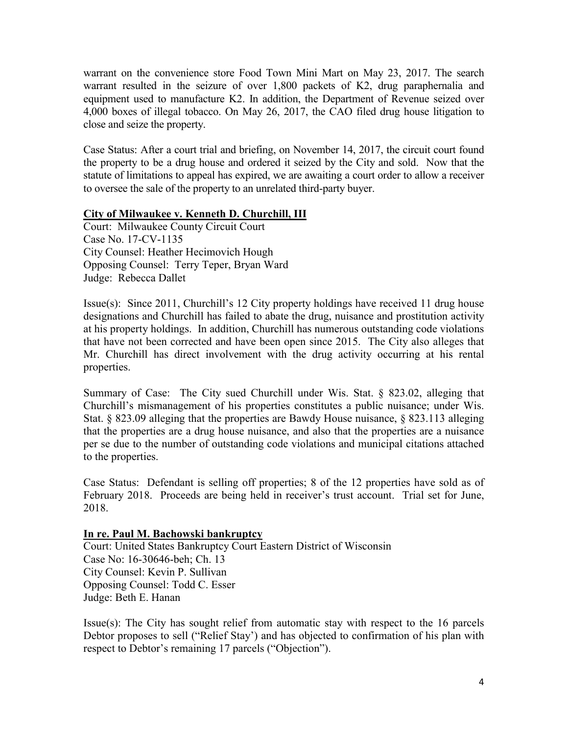warrant on the convenience store Food Town Mini Mart on May 23, 2017. The search warrant resulted in the seizure of over 1,800 packets of K2, drug paraphernalia and equipment used to manufacture K2. In addition, the Department of Revenue seized over 4,000 boxes of illegal tobacco. On May 26, 2017, the CAO filed drug house litigation to close and seize the property.

Case Status: After a court trial and briefing, on November 14, 2017, the circuit court found the property to be a drug house and ordered it seized by the City and sold. Now that the statute of limitations to appeal has expired, we are awaiting a court order to allow a receiver to oversee the sale of the property to an unrelated third-party buyer.

**City of Milwaukee v. Kenneth D. Churchill, III**

Court: Milwaukee County Circuit Court
Case No. 17-CV-1135
City Counsel: Heather Hecimovich Hough
Opposing Counsel: Terry Teper, Bryan Ward
Judge: Rebecca Dallet

Issue(s): Since 2011, Churchill's 12 City property holdings have received 11 drug house designations and Churchill has failed to abate the drug, nuisance and prostitution activity at his property holdings. In addition, Churchill has numerous outstanding code violations that have not been corrected and have been open since 2015. The City also alleges that Mr. Churchill has direct involvement with the drug activity occurring at his rental properties.

Summary of Case: The City sued Churchill under Wis. Stat. § 823.02, alleging that Churchill's mismanagement of his properties constitutes a public nuisance; under Wis. Stat. § 823.09 alleging that the properties are Bawdy House nuisance, § 823.113 alleging that the properties are a drug house nuisance, and also that the properties are a nuisance per se due to the number of outstanding code violations and municipal citations attached to the properties.

Case Status: Defendant is selling off properties; 8 of the 12 properties have sold as of February 2018. Proceeds are being held in receiver's trust account. Trial set for June, 2018.

**In re. Paul M. Bachowski bankruptcy**

Court: United States Bankruptcy Court Eastern District of Wisconsin
Case No: 16-30646-beh; Ch. 13
City Counsel: Kevin P. Sullivan
Opposing Counsel: Todd C. Esser
Judge: Beth E. Hanan

Issue(s): The City has sought relief from automatic stay with respect to the 16 parcels Debtor proposes to sell ("Relief Stay') and has objected to confirmation of his plan with respect to Debtor's remaining 17 parcels ("Objection").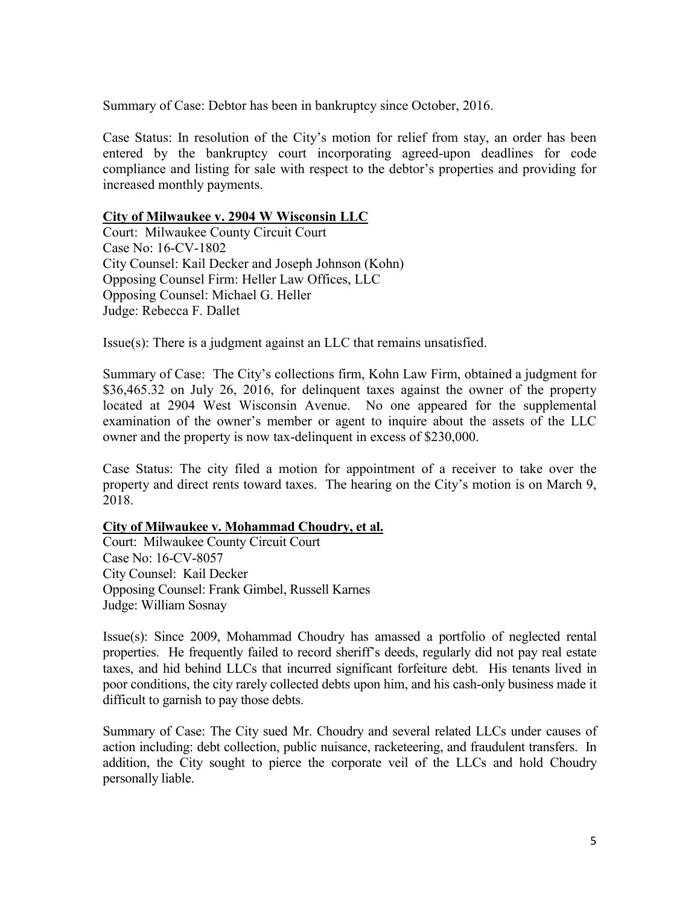Summary of Case: Debtor has been in bankruptcy since October, 2016.

Case Status: In resolution of the City's motion for relief from stay, an order has been entered by the bankruptcy court incorporating agreed-upon deadlines for code compliance and listing for sale with respect to the debtor's properties and providing for increased monthly payments.

**City of Milwaukee v. 2904 W Wisconsin LLC**

Court: Milwaukee County Circuit Court
Case No: 16-CV-1802
City Counsel: Kail Decker and Joseph Johnson (Kohn)
Opposing Counsel Firm: Heller Law Offices, LLC
Opposing Counsel: Michael G. Heller
Judge: Rebecca F. Dallet

Issue(s): There is a judgment against an LLC that remains unsatisfied.

Summary of Case: The City's collections firm, Kohn Law Firm, obtained a judgment for $36,465.32 on July 26, 2016, for delinquent taxes against the owner of the property located at 2904 West Wisconsin Avenue. No one appeared for the supplemental examination of the owner's member or agent to inquire about the assets of the LLC owner and the property is now tax-delinquent in excess of $230,000.

Case Status: The city filed a motion for appointment of a receiver to take over the property and direct rents toward taxes. The hearing on the City's motion is on March 9, 2018.

**City of Milwaukee v. Mohammad Choudry, et al.**

Court: Milwaukee County Circuit Court
Case No: 16-CV-8057
City Counsel: Kail Decker
Opposing Counsel: Frank Gimbel, Russell Karnes
Judge: William Sosnay

Issue(s): Since 2009, Mohammad Choudry has amassed a portfolio of neglected rental properties. He frequently failed to record sheriff's deeds, regularly did not pay real estate taxes, and hid behind LLCs that incurred significant forfeiture debt. His tenants lived in poor conditions, the city rarely collected debts upon him, and his cash-only business made it difficult to garnish to pay those debts.

Summary of Case: The City sued Mr. Choudry and several related LLCs under causes of action including: debt collection, public nuisance, racketeering, and fraudulent transfers. In addition, the City sought to pierce the corporate veil of the LLCs and hold Choudry personally liable.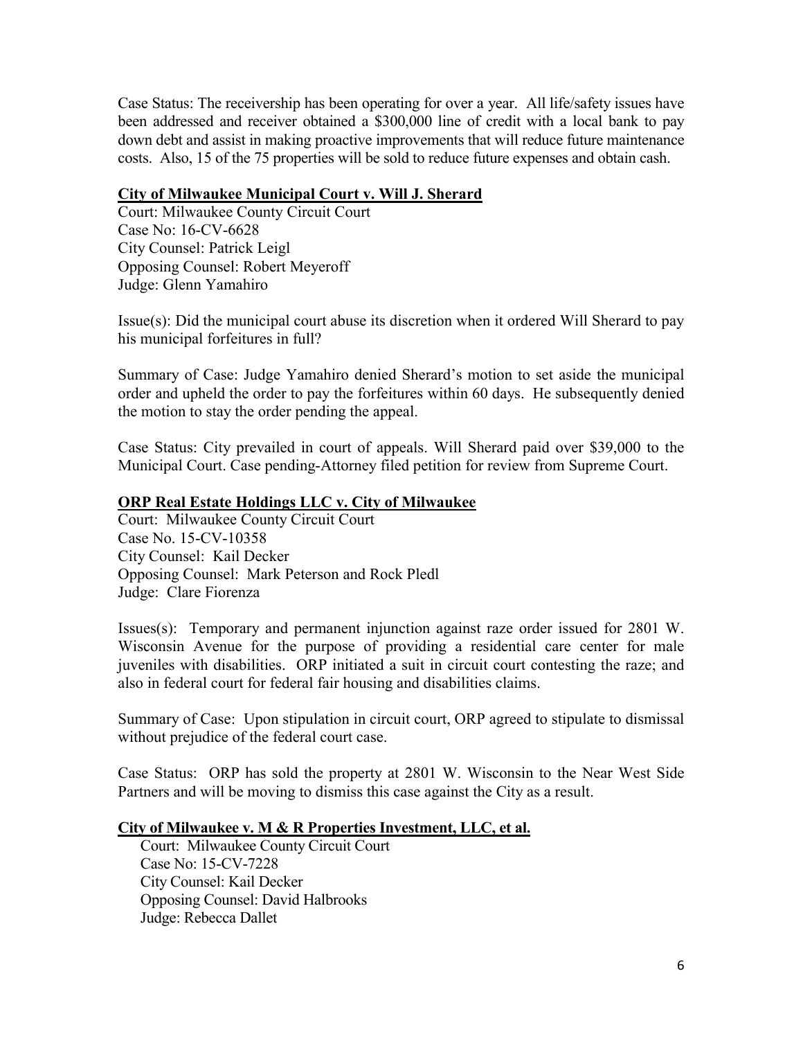Case Status: The receivership has been operating for over a year. All life/safety issues have been addressed and receiver obtained a $300,000 line of credit with a local bank to pay down debt and assist in making proactive improvements that will reduce future maintenance costs. Also, 15 of the 75 properties will be sold to reduce future expenses and obtain cash.

**City of Milwaukee Municipal Court v. Will J. Sherard**

Court: Milwaukee County Circuit Court
Case No: 16-CV-6628
City Counsel: Patrick Leigl
Opposing Counsel: Robert Meyeroff
Judge: Glenn Yamahiro

Issue(s): Did the municipal court abuse its discretion when it ordered Will Sherard to pay his municipal forfeitures in full?

Summary of Case: Judge Yamahiro denied Sherard's motion to set aside the municipal order and upheld the order to pay the forfeitures within 60 days. He subsequently denied the motion to stay the order pending the appeal.

Case Status: City prevailed in court of appeals. Will Sherard paid over $39,000 to the Municipal Court. Case pending-Attorney filed petition for review from Supreme Court.

**ORP Real Estate Holdings LLC v. City of Milwaukee**

Court: Milwaukee County Circuit Court
Case No. 15-CV-10358
City Counsel: Kail Decker
Opposing Counsel: Mark Peterson and Rock Pledl
Judge: Clare Fiorenza

Issues(s): Temporary and permanent injunction against raze order issued for 2801 W. Wisconsin Avenue for the purpose of providing a residential care center for male juveniles with disabilities. ORP initiated a suit in circuit court contesting the raze; and also in federal court for federal fair housing and disabilities claims.

Summary of Case: Upon stipulation in circuit court, ORP agreed to stipulate to dismissal without prejudice of the federal court case.

Case Status: ORP has sold the property at 2801 W. Wisconsin to the Near West Side Partners and will be moving to dismiss this case against the City as a result.

**City of Milwaukee v. M & R Properties Investment, LLC, et al.**

Court: Milwaukee County Circuit Court
Case No: 15-CV-7228
City Counsel: Kail Decker
Opposing Counsel: David Halbrooks
Judge: Rebecca Dallet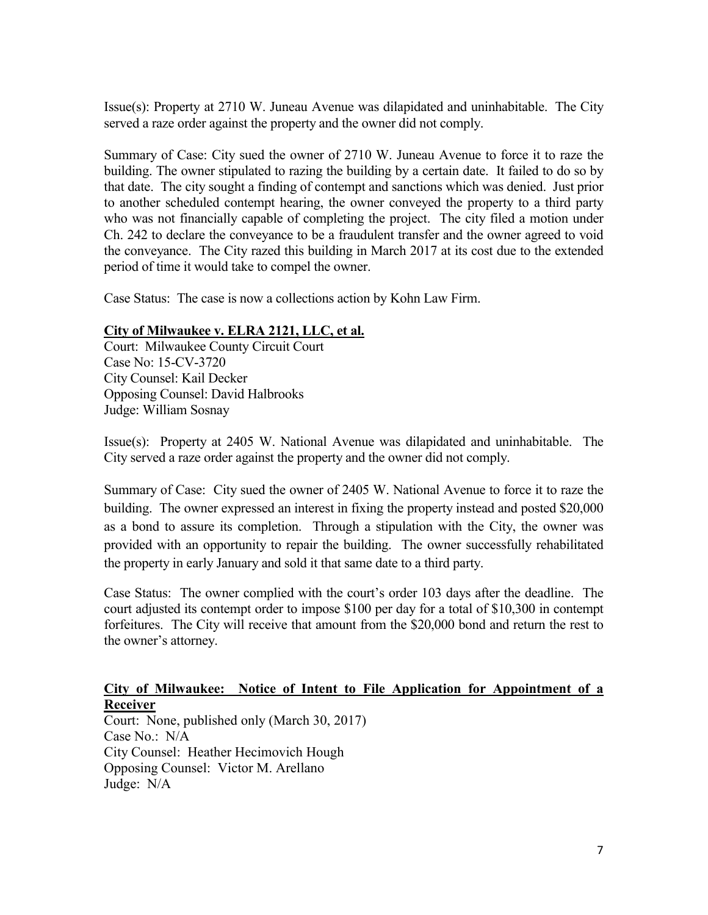Issue(s): Property at 2710 W. Juneau Avenue was dilapidated and uninhabitable. The City served a raze order against the property and the owner did not comply.

Summary of Case: City sued the owner of 2710 W. Juneau Avenue to force it to raze the building. The owner stipulated to razing the building by a certain date. It failed to do so by that date. The city sought a finding of contempt and sanctions which was denied. Just prior to another scheduled contempt hearing, the owner conveyed the property to a third party who was not financially capable of completing the project. The city filed a motion under Ch. 242 to declare the conveyance to be a fraudulent transfer and the owner agreed to void the conveyance. The City razed this building in March 2017 at its cost due to the extended period of time it would take to compel the owner.

Case Status: The case is now a collections action by Kohn Law Firm.

**City of Milwaukee v. ELRA 2121, LLC, et al.**

Court: Milwaukee County Circuit Court
Case No: 15-CV-3720
City Counsel: Kail Decker
Opposing Counsel: David Halbrooks
Judge: William Sosnay

Issue(s): Property at 2405 W. National Avenue was dilapidated and uninhabitable. The City served a raze order against the property and the owner did not comply.

Summary of Case: City sued the owner of 2405 W. National Avenue to force it to raze the building. The owner expressed an interest in fixing the property instead and posted $20,000 as a bond to assure its completion. Through a stipulation with the City, the owner was provided with an opportunity to repair the building. The owner successfully rehabilitated the property in early January and sold it that same date to a third party.

Case Status: The owner complied with the court's order 103 days after the deadline. The court adjusted its contempt order to impose $100 per day for a total of $10,300 in contempt forfeitures. The City will receive that amount from the $20,000 bond and return the rest to the owner's attorney.

**City of Milwaukee: Notice of Intent to File Application for Appointment of a Receiver**

Court: None, published only (March 30, 2017)
Case No.: N/A
City Counsel: Heather Hecimovich Hough
Opposing Counsel: Victor M. Arellano
Judge: N/A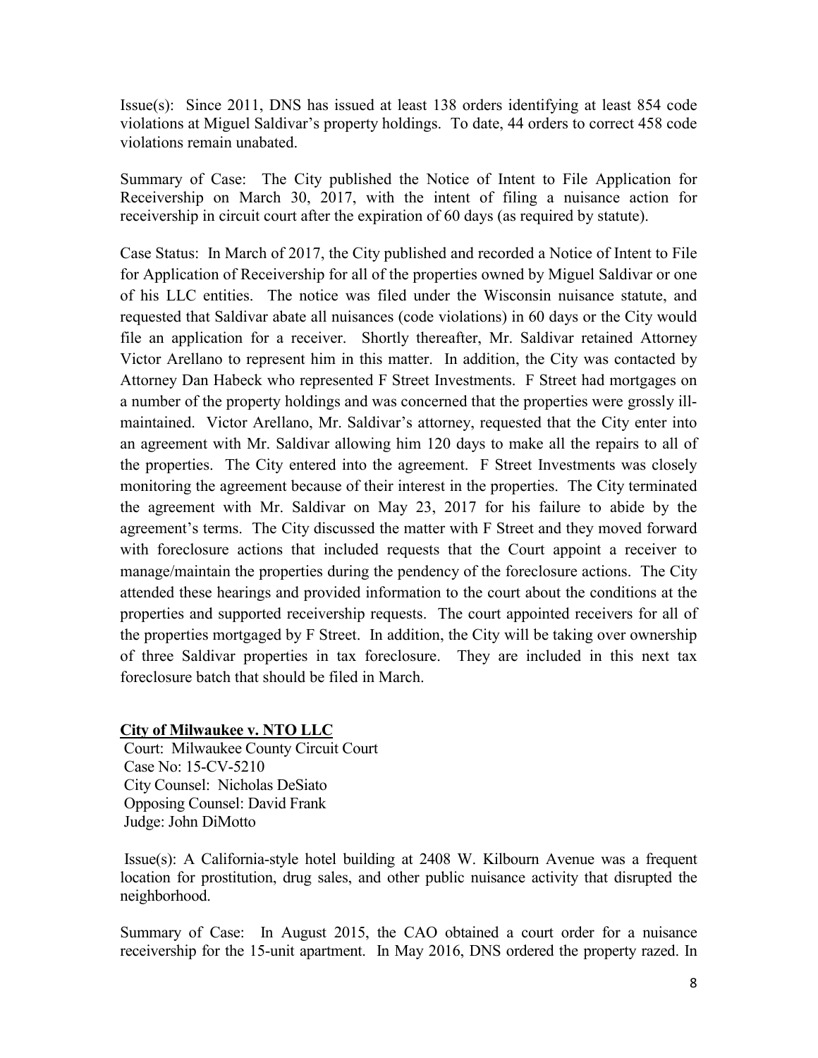Issue(s): Since 2011, DNS has issued at least 138 orders identifying at least 854 code violations at Miguel Saldivar's property holdings. To date, 44 orders to correct 458 code violations remain unabated.

Summary of Case: The City published the Notice of Intent to File Application for Receivership on March 30, 2017, with the intent of filing a nuisance action for receivership in circuit court after the expiration of 60 days (as required by statute).

Case Status: In March of 2017, the City published and recorded a Notice of Intent to File for Application of Receivership for all of the properties owned by Miguel Saldivar or one of his LLC entities. The notice was filed under the Wisconsin nuisance statute, and requested that Saldivar abate all nuisances (code violations) in 60 days or the City would file an application for a receiver. Shortly thereafter, Mr. Saldivar retained Attorney Victor Arellano to represent him in this matter. In addition, the City was contacted by Attorney Dan Habeck who represented F Street Investments. F Street had mortgages on a number of the property holdings and was concerned that the properties were grossly ill-maintained. Victor Arellano, Mr. Saldivar's attorney, requested that the City enter into an agreement with Mr. Saldivar allowing him 120 days to make all the repairs to all of the properties. The City entered into the agreement. F Street Investments was closely monitoring the agreement because of their interest in the properties. The City terminated the agreement with Mr. Saldivar on May 23, 2017 for his failure to abide by the agreement's terms. The City discussed the matter with F Street and they moved forward with foreclosure actions that included requests that the Court appoint a receiver to manage/maintain the properties during the pendency of the foreclosure actions. The City attended these hearings and provided information to the court about the conditions at the properties and supported receivership requests. The court appointed receivers for all of the properties mortgaged by F Street. In addition, the City will be taking over ownership of three Saldivar properties in tax foreclosure. They are included in this next tax foreclosure batch that should be filed in March.

**City of Milwaukee v. NTO LLC**

Court: Milwaukee County Circuit Court
Case No: 15-CV-5210
City Counsel: Nicholas DeSiato
Opposing Counsel: David Frank
Judge: John DiMotto

Issue(s): A California-style hotel building at 2408 W. Kilbourn Avenue was a frequent location for prostitution, drug sales, and other public nuisance activity that disrupted the neighborhood.

Summary of Case: In August 2015, the CAO obtained a court order for a nuisance receivership for the 15-unit apartment. In May 2016, DNS ordered the property razed. In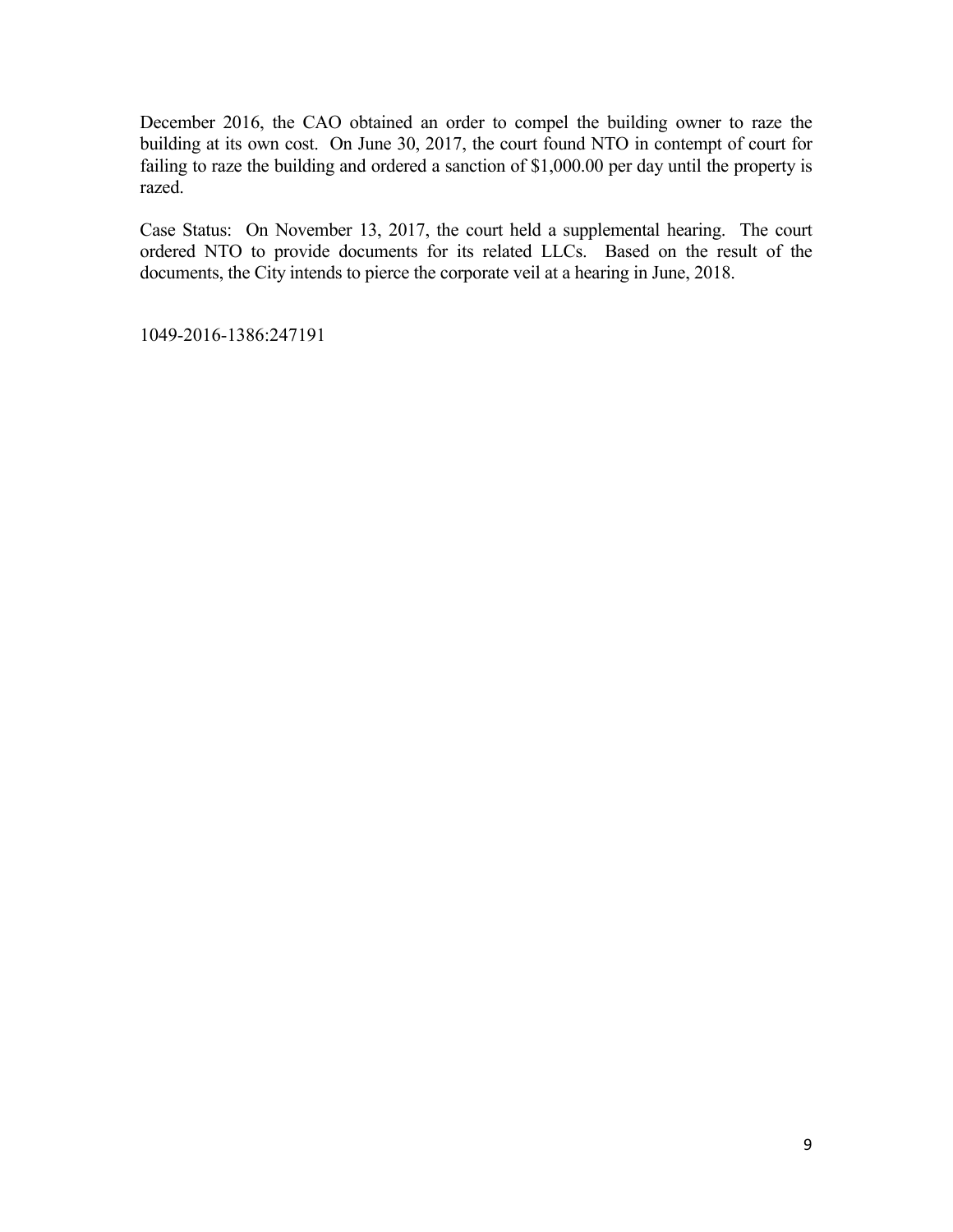December 2016, the CAO obtained an order to compel the building owner to raze the building at its own cost. On June 30, 2017, the court found NTO in contempt of court for failing to raze the building and ordered a sanction of $1,000.00 per day until the property is razed.

Case Status: On November 13, 2017, the court held a supplemental hearing. The court ordered NTO to provide documents for its related LLCs. Based on the result of the documents, the City intends to pierce the corporate veil at a hearing in June, 2018.

1049-2016-1386:247191